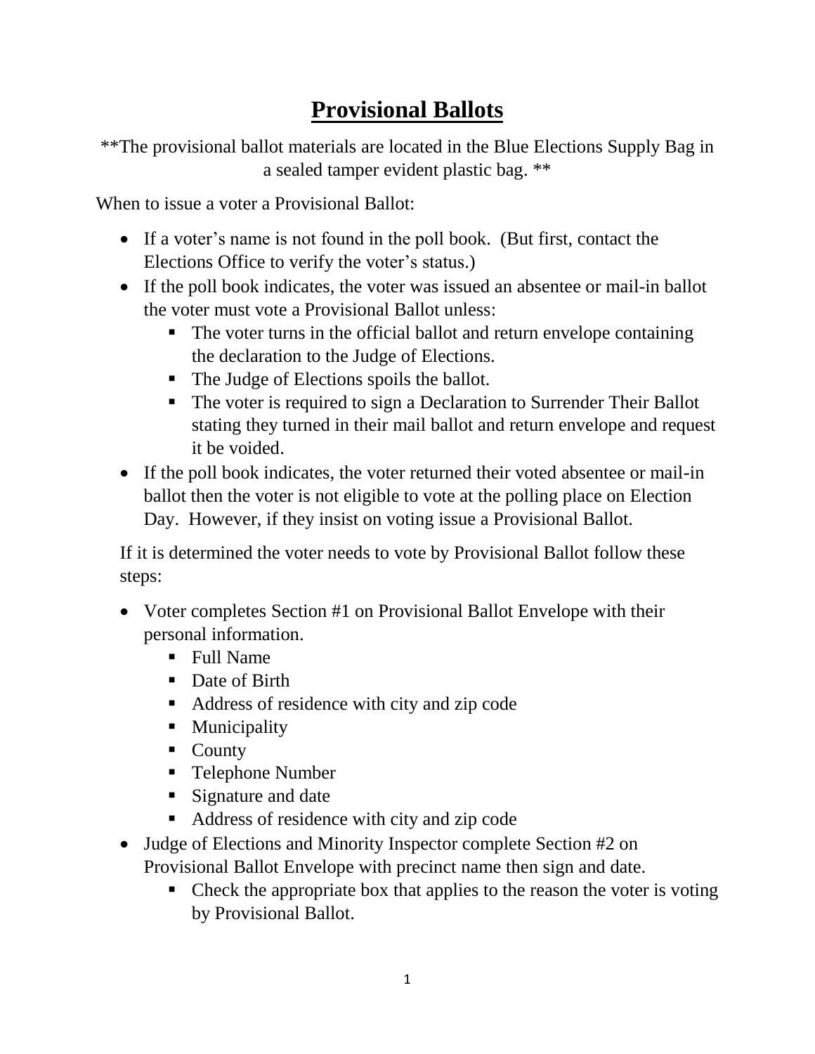# Provisional Ballots

**The provisional ballot materials are located in the Blue Elections Supply Bag in a sealed tamper evident plastic bag. **

When to issue a voter a Provisional Ballot:

- If a voter's name is not found in the poll book. (But first, contact the Elections Office to verify the voter's status.)
- If the poll book indicates, the voter was issued an absentee or mail-in ballot the voter must vote a Provisional Ballot unless:
  - The voter turns in the official ballot and return envelope containing the declaration to the Judge of Elections.
  - The Judge of Elections spoils the ballot.
  - The voter is required to sign a Declaration to Surrender Their Ballot stating they turned in their mail ballot and return envelope and request it be voided.
- If the poll book indicates, the voter returned their voted absentee or mail-in ballot then the voter is not eligible to vote at the polling place on Election Day. However, if they insist on voting issue a Provisional Ballot.

If it is determined the voter needs to vote by Provisional Ballot follow these steps:

- Voter completes Section #1 on Provisional Ballot Envelope with their personal information.
  - Full Name
  - Date of Birth
  - Address of residence with city and zip code
  - Municipality
  - County
  - Telephone Number
  - Signature and date
  - Address of residence with city and zip code
- Judge of Elections and Minority Inspector complete Section #2 on Provisional Ballot Envelope with precinct name then sign and date.
  - Check the appropriate box that applies to the reason the voter is voting by Provisional Ballot.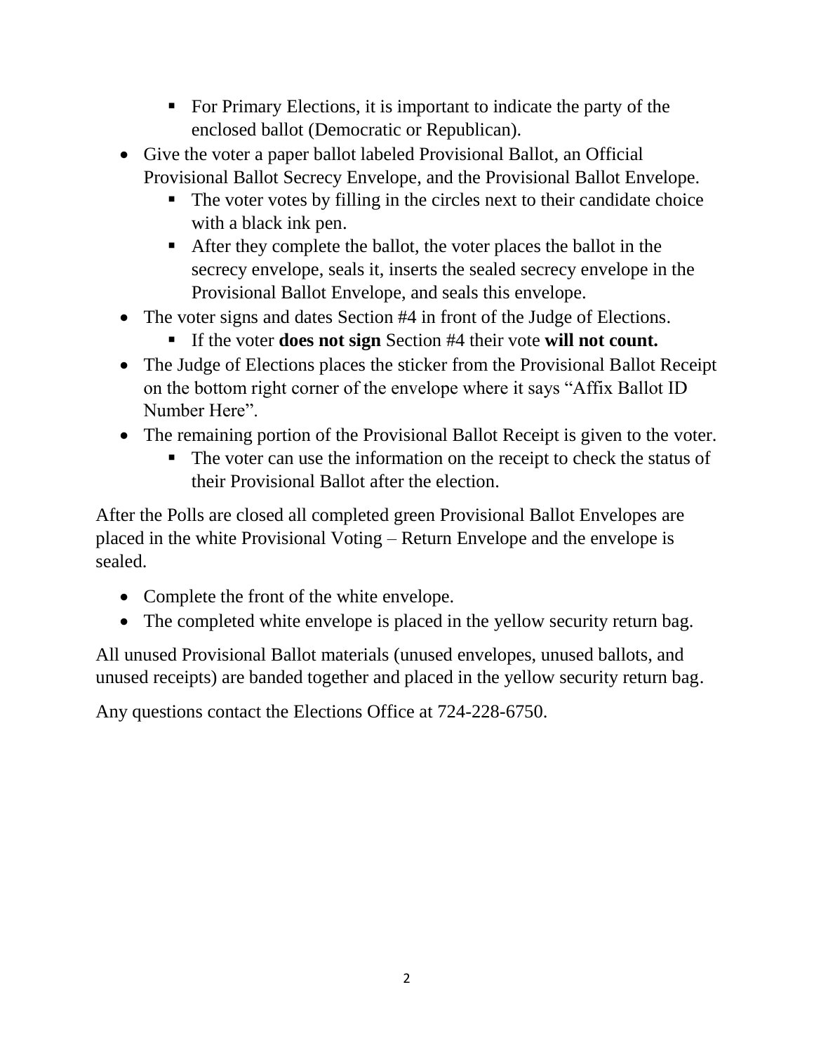- For Primary Elections, it is important to indicate the party of the enclosed ballot (Democratic or Republican).
- Give the voter a paper ballot labeled Provisional Ballot, an Official Provisional Ballot Secrecy Envelope, and the Provisional Ballot Envelope.
    - The voter votes by filling in the circles next to their candidate choice with a black ink pen.
    - After they complete the ballot, the voter places the ballot in the secrecy envelope, seals it, inserts the sealed secrecy envelope in the Provisional Ballot Envelope, and seals this envelope.
- The voter signs and dates Section #4 in front of the Judge of Elections.
    - If the voter **does not sign** Section #4 their vote **will not count.**
- The Judge of Elections places the sticker from the Provisional Ballot Receipt on the bottom right corner of the envelope where it says "Affix Ballot ID Number Here".
- The remaining portion of the Provisional Ballot Receipt is given to the voter.
    - The voter can use the information on the receipt to check the status of their Provisional Ballot after the election.

After the Polls are closed all completed green Provisional Ballot Envelopes are placed in the white Provisional Voting – Return Envelope and the envelope is sealed.

- Complete the front of the white envelope.
- The completed white envelope is placed in the yellow security return bag.

All unused Provisional Ballot materials (unused envelopes, unused ballots, and unused receipts) are banded together and placed in the yellow security return bag.

Any questions contact the Elections Office at 724-228-6750.